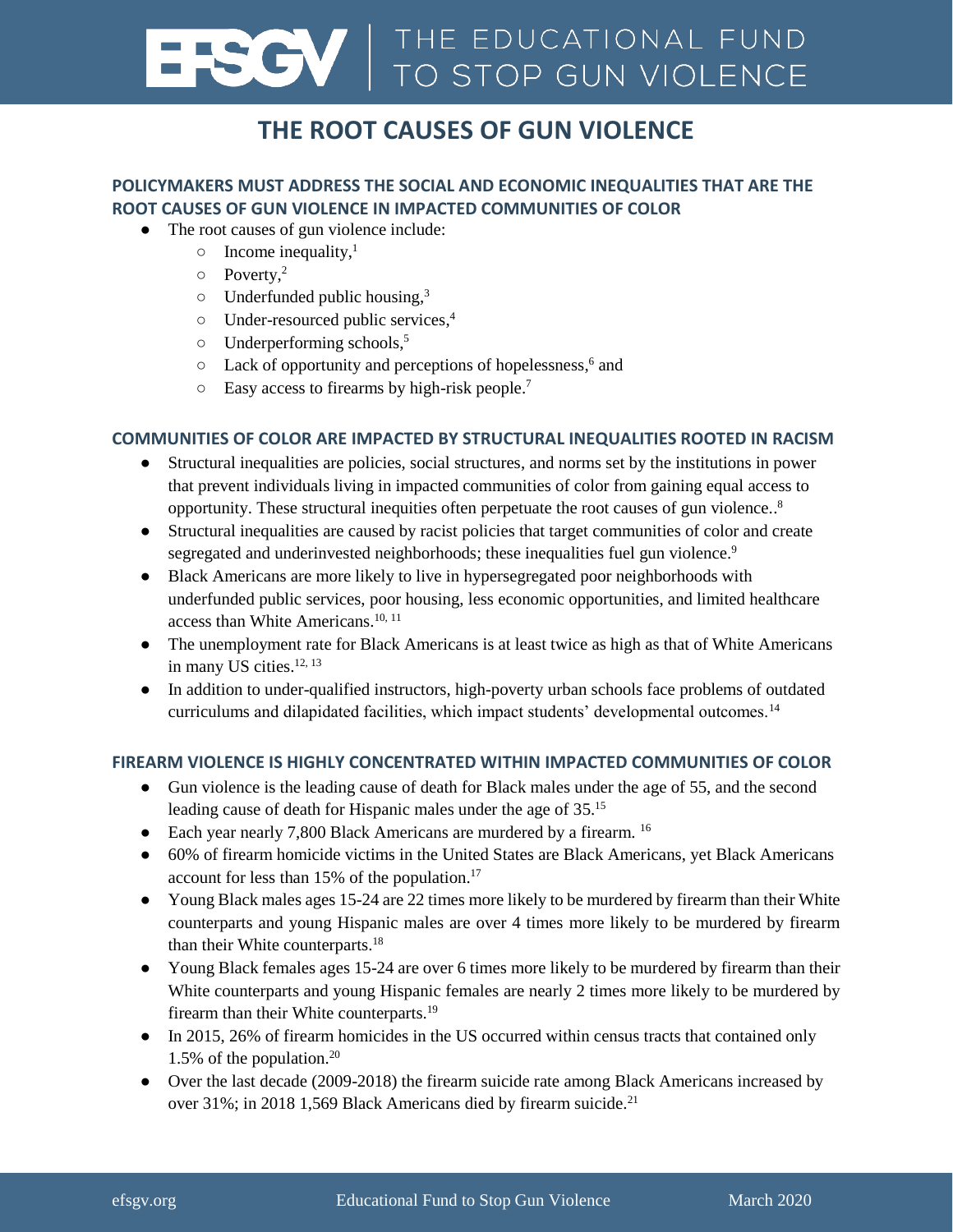# EFSGV | THE EDUCATIONAL FUND TO STOP GUN VIOLENCE

## THE ROOT CAUSES OF GUN VIOLENCE

### POLICYMAKERS MUST ADDRESS THE SOCIAL AND ECONOMIC INEQUALITIES THAT ARE THE ROOT CAUSES OF GUN VIOLENCE IN IMPACTED COMMUNITIES OF COLOR

- The root causes of gun violence include:
  - Income inequality,[1]
  - Poverty,[2]
  - Underfunded public housing,[3]
  - Under-resourced public services,[4]
  - Underperforming schools,[5]
  - Lack of opportunity and perceptions of hopelessness,[6] and
  - Easy access to firearms by high-risk people.[7]

### COMMUNITIES OF COLOR ARE IMPACTED BY STRUCTURAL INEQUALITIES ROOTED IN RACISM

- Structural inequalities are policies, social structures, and norms set by the institutions in power that prevent individuals living in impacted communities of color from gaining equal access to opportunity. These structural inequities often perpetuate the root causes of gun violence..[8]
- Structural inequalities are caused by racist policies that target communities of color and create segregated and underinvested neighborhoods; these inequalities fuel gun violence.[9]
- Black Americans are more likely to live in hypersegregated poor neighborhoods with underfunded public services, poor housing, less economic opportunities, and limited healthcare access than White Americans.[10, 11]
- The unemployment rate for Black Americans is at least twice as high as that of White Americans in many US cities.[12, 13]
- In addition to under-qualified instructors, high-poverty urban schools face problems of outdated curriculums and dilapidated facilities, which impact students' developmental outcomes.[14]

### FIREARM VIOLENCE IS HIGHLY CONCENTRATED WITHIN IMPACTED COMMUNITIES OF COLOR

- Gun violence is the leading cause of death for Black males under the age of 55, and the second leading cause of death for Hispanic males under the age of 35.[15]
- Each year nearly 7,800 Black Americans are murdered by a firearm.[16]
- 60% of firearm homicide victims in the United States are Black Americans, yet Black Americans account for less than 15% of the population.[17]
- Young Black males ages 15-24 are 22 times more likely to be murdered by firearm than their White counterparts and young Hispanic males are over 4 times more likely to be murdered by firearm than their White counterparts.[18]
- Young Black females ages 15-24 are over 6 times more likely to be murdered by firearm than their White counterparts and young Hispanic females are nearly 2 times more likely to be murdered by firearm than their White counterparts.[19]
- In 2015, 26% of firearm homicides in the US occurred within census tracts that contained only 1.5% of the population.[20]
- Over the last decade (2009-2018) the firearm suicide rate among Black Americans increased by over 31%; in 2018 1,569 Black Americans died by firearm suicide.[21]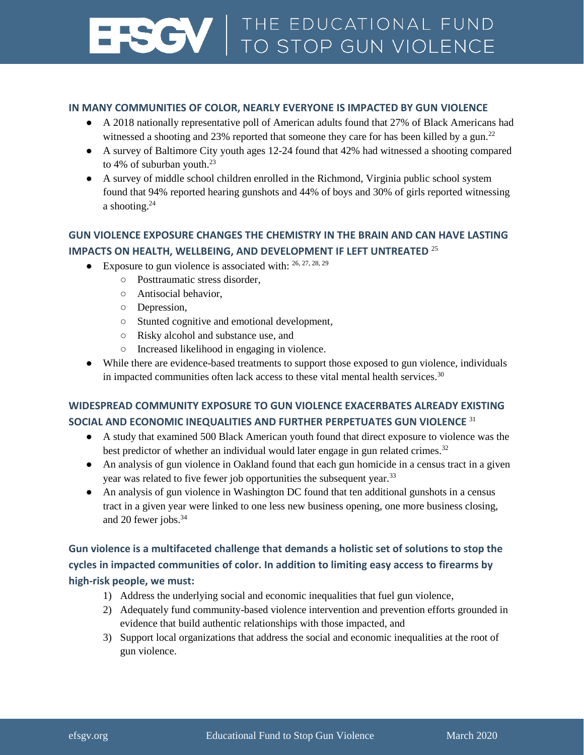## IN MANY COMMUNITIES OF COLOR, NEARLY EVERYONE IS IMPACTED BY GUN VIOLENCE

- A 2018 nationally representative poll of American adults found that 27% of Black Americans had witnessed a shooting and 23% reported that someone they care for has been killed by a gun.[22]
- A survey of Baltimore City youth ages 12-24 found that 42% had witnessed a shooting compared to 4% of suburban youth.[23]
- A survey of middle school children enrolled in the Richmond, Virginia public school system found that 94% reported hearing gunshots and 44% of boys and 30% of girls reported witnessing a shooting.[24]

## GUN VIOLENCE EXPOSURE CHANGES THE CHEMISTRY IN THE BRAIN AND CAN HAVE LASTING IMPACTS ON HEALTH, WELLBEING, AND DEVELOPMENT IF LEFT UNTREATED [25]

- Exposure to gun violence is associated with: [26, 27, 28, 29]
  - Posttraumatic stress disorder,
  - Antisocial behavior,
  - Depression,
  - Stunted cognitive and emotional development,
  - Risky alcohol and substance use, and
  - Increased likelihood in engaging in violence.
- While there are evidence-based treatments to support those exposed to gun violence, individuals in impacted communities often lack access to these vital mental health services.[30]

## WIDESPREAD COMMUNITY EXPOSURE TO GUN VIOLENCE EXACERBATES ALREADY EXISTING SOCIAL AND ECONOMIC INEQUALITIES AND FURTHER PERPETUATES GUN VIOLENCE [31]

- A study that examined 500 Black American youth found that direct exposure to violence was the best predictor of whether an individual would later engage in gun related crimes.[32]
- An analysis of gun violence in Oakland found that each gun homicide in a census tract in a given year was related to five fewer job opportunities the subsequent year.[33]
- An analysis of gun violence in Washington DC found that ten additional gunshots in a census tract in a given year were linked to one less new business opening, one more business closing, and 20 fewer jobs.[34]

## Gun violence is a multifaceted challenge that demands a holistic set of solutions to stop the cycles in impacted communities of color. In addition to limiting easy access to firearms by high-risk people, we must:

1) Address the underlying social and economic inequalities that fuel gun violence,
2) Adequately fund community-based violence intervention and prevention efforts grounded in evidence that build authentic relationships with those impacted, and
3) Support local organizations that address the social and economic inequalities at the root of gun violence.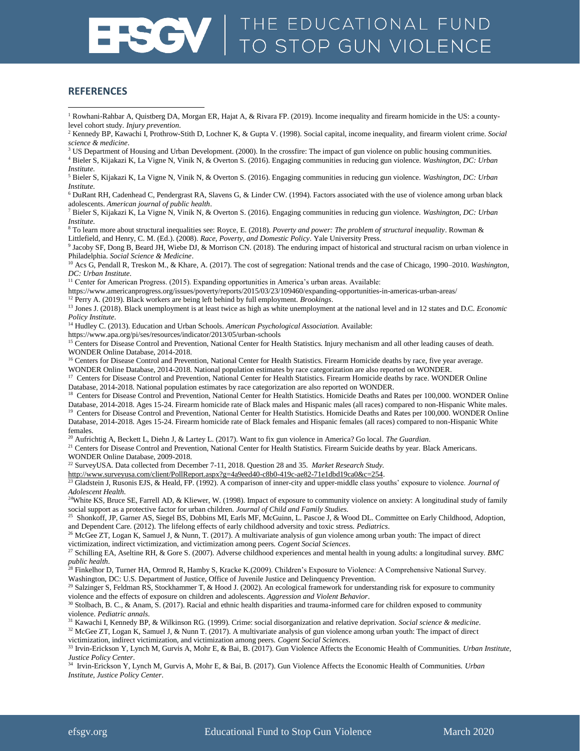## REFERENCES

[1] Rowhani-Rahbar A, Quistberg DA, Morgan ER, Hajat A, & Rivara FP. (2019). Income inequality and firearm homicide in the US: a county-level cohort study. *Injury prevention*.

[2] Kennedy BP, Kawachi I, Prothrow-Stith D, Lochner K, & Gupta V. (1998). Social capital, income inequality, and firearm violent crime. *Social science & medicine*.

[3] US Department of Housing and Urban Development. (2000). In the crossfire: The impact of gun violence on public housing communities.

[4] Bieler S, Kijakazi K, La Vigne N, Vinik N, & Overton S. (2016). Engaging communities in reducing gun violence. *Washington, DC: Urban Institute.*

[5] Bieler S, Kijakazi K, La Vigne N, Vinik N, & Overton S. (2016). Engaging communities in reducing gun violence. *Washington, DC: Urban Institute.*

[6] DuRant RH, Cadenhead C, Pendergrast RA, Slavens G, & Linder CW. (1994). Factors associated with the use of violence among urban black adolescents. *American journal of public health*.

[7] Bieler S, Kijakazi K, La Vigne N, Vinik N, & Overton S. (2016). Engaging communities in reducing gun violence. *Washington, DC: Urban Institute.*

[8] To learn more about structural inequalities see: Royce, E. (2018). *Poverty and power: The problem of structural inequality*. Rowman & Littlefield, and Henry, C. M. (Ed.). (2008). *Race, Poverty, and Domestic Policy*. Yale University Press.

[9] Jacoby SF, Dong B, Beard JH, Wiebe DJ, & Morrison CN. (2018). The enduring impact of historical and structural racism on urban violence in Philadelphia. *Social Science & Medicine*.

[10] Acs G, Pendall R, Treskon M., & Khare, A. (2017). The cost of segregation: National trends and the case of Chicago, 1990–2010. *Washington, DC: Urban Institute*.

[11] Center for American Progress. (2015). Expanding opportunities in America's urban areas. Available: https://www.americanprogress.org/issues/poverty/reports/2015/03/23/109460/expanding-opportunities-in-americas-urban-areas/

[12] Perry A. (2019). Black workers are being left behind by full employment. *Brookings*.

[13] Jones J. (2018). Black unemployment is at least twice as high as white unemployment at the national level and in 12 states and D.C. *Economic Policy Institute*.

[14] Hudley C. (2013). Education and Urban Schools. *American Psychological Association.* Available: https://www.apa.org/pi/ses/resources/indicator/2013/05/urban-schools

[15] Centers for Disease Control and Prevention, National Center for Health Statistics. Injury mechanism and all other leading causes of death. WONDER Online Database, 2014-2018.

[16] Centers for Disease Control and Prevention, National Center for Health Statistics. Firearm Homicide deaths by race, five year average. WONDER Online Database, 2014-2018. National population estimates by race categorization are also reported on WONDER.

[17] Centers for Disease Control and Prevention, National Center for Health Statistics. Firearm Homicide deaths by race. WONDER Online Database, 2014-2018. National population estimates by race categorization are also reported on WONDER.

[18] Centers for Disease Control and Prevention, National Center for Health Statistics. Homicide Deaths and Rates per 100,000. WONDER Online Database, 2014-2018. Ages 15-24. Firearm homicide rate of Black males and Hispanic males (all races) compared to non-Hispanic White males.

[19] Centers for Disease Control and Prevention, National Center for Health Statistics. Homicide Deaths and Rates per 100,000. WONDER Online Database, 2014-2018. Ages 15-24. Firearm homicide rate of Black females and Hispanic females (all races) compared to non-Hispanic White females.

[20] Aufrichtig A, Beckett L, Diehn J, & Lartey L. (2017). Want to fix gun violence in America? Go local. *The Guardian*.

[21] Centers for Disease Control and Prevention, National Center for Health Statistics. Firearm Suicide deaths by year. Black Americans. WONDER Online Database, 2009-2018.

[22] SurveyUSA. Data collected from December 7-11, 2018. Question 28 and 35. *Market Research Study.* http://www.surveyusa.com/client/PollReport.aspx?g=4a9eed40-c8b0-419c-ae82-71e1dbd19ca0&c=254.

[23] Gladstein J, Rusonis EJS, & Heald, FP. (1992). A comparison of inner-city and upper-middle class youths' exposure to violence. *Journal of Adolescent Health*.

[24] White KS, Bruce SE, Farrell AD, & Kliewer, W. (1998). Impact of exposure to community violence on anxiety: A longitudinal study of family social support as a protective factor for urban children. *Journal of Child and Family Studies.*

[25] Shonkoff, JP, Garner AS, Siegel BS, Dobbins MI, Earls MF, McGuinn, L. Pascoe J, & Wood DL. Committee on Early Childhood, Adoption, and Dependent Care. (2012). The lifelong effects of early childhood adversity and toxic stress. *Pediatrics*.

[26] McGee ZT, Logan K, Samuel J, & Nunn, T. (2017). A multivariate analysis of gun violence among urban youth: The impact of direct victimization, indirect victimization, and victimization among peers. *Cogent Social Sciences*.

[27] Schilling EA, Aseltine RH, & Gore S. (2007). Adverse childhood experiences and mental health in young adults: a longitudinal survey. *BMC public health*.

[28] Finkelhor D, Turner HA, Ormrod R, Hamby S, Kracke K.(2009). Children's Exposure to Violence: A Comprehensive National Survey. Washington, DC: U.S. Department of Justice, Office of Juvenile Justice and Delinquency Prevention.

[29] Salzinger S, Feldman RS, Stockhammer T, & Hood J. (2002). An ecological framework for understanding risk for exposure to community violence and the effects of exposure on children and adolescents. *Aggression and Violent Behavior*.

[30] Stolbach, B. C., & Anam, S. (2017). Racial and ethnic health disparities and trauma-informed care for children exposed to community violence. *Pediatric annals*.

[31] Kawachi I, Kennedy BP, & Wilkinson RG. (1999). Crime: social disorganization and relative deprivation. *Social science & medicine*.

[32] McGee ZT, Logan K, Samuel J, & Nunn T. (2017). A multivariate analysis of gun violence among urban youth: The impact of direct victimization, indirect victimization, and victimization among peers. *Cogent Social Sciences*.

[33] Irvin-Erickson Y, Lynch M, Gurvis A, Mohr E, & Bai, B. (2017). Gun Violence Affects the Economic Health of Communities. *Urban Institute, Justice Policy Center*.

[34] Irvin-Erickson Y, Lynch M, Gurvis A, Mohr E, & Bai, B. (2017). Gun Violence Affects the Economic Health of Communities. *Urban Institute, Justice Policy Center*.